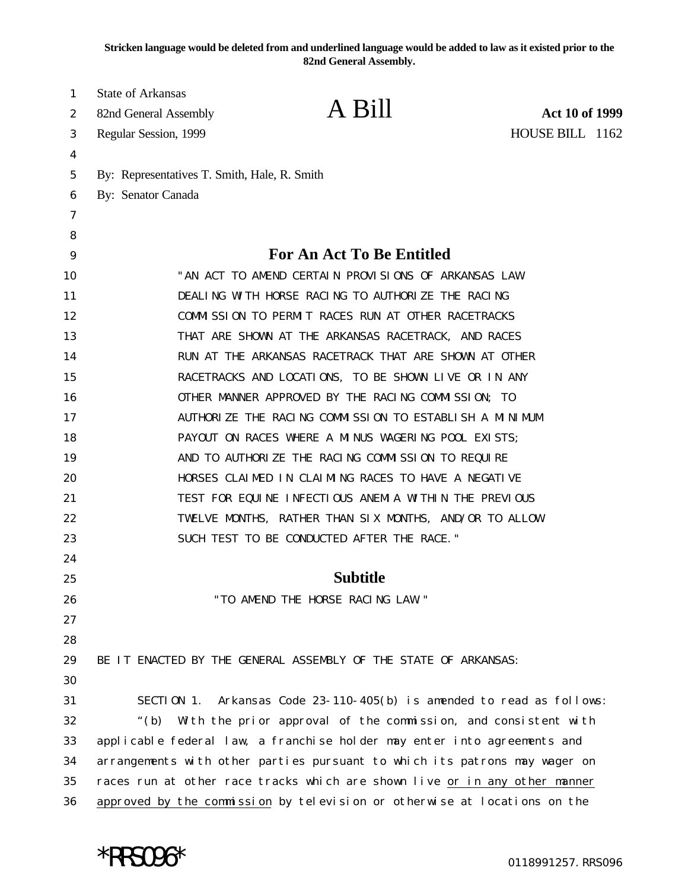**Stricken language would be deleted from and underlined language would be added to law as it existed prior to the 82nd General Assembly.**

State of Arkansas
82nd General Assembly
Regular Session, 1999

# A Bill

**Act 10 of 1999**
HOUSE BILL 1162

By: Representatives T. Smith, Hale, R. Smith
By: Senator Canada

## For An Act To Be Entitled

"AN ACT TO AMEND CERTAIN PROVISIONS OF ARKANSAS LAW DEALING WITH HORSE RACING TO AUTHORIZE THE RACING COMMISSION TO PERMIT RACES RUN AT OTHER RACETRACKS THAT ARE SHOWN AT THE ARKANSAS RACETRACK, AND RACES RUN AT THE ARKANSAS RACETRACK THAT ARE SHOWN AT OTHER RACETRACKS AND LOCATIONS, TO BE SHOWN LIVE OR IN ANY OTHER MANNER APPROVED BY THE RACING COMMISSION; TO AUTHORIZE THE RACING COMMISSION TO ESTABLISH A MINIMUM PAYOUT ON RACES WHERE A MINUS WAGERING POOL EXISTS; AND TO AUTHORIZE THE RACING COMMISSION TO REQUIRE HORSES CLAIMED IN CLAIMING RACES TO HAVE A NEGATIVE TEST FOR EQUINE INFECTIOUS ANEMIA WITHIN THE PREVIOUS TWELVE MONTHS, RATHER THAN SIX MONTHS, AND/OR TO ALLOW SUCH TEST TO BE CONDUCTED AFTER THE RACE."

## Subtitle

"TO AMEND THE HORSE RACING LAW"

BE IT ENACTED BY THE GENERAL ASSEMBLY OF THE STATE OF ARKANSAS:

SECTION 1. Arkansas Code 23-110-405(b) is amended to read as follows:

"(b) With the prior approval of the commission, and consistent with applicable federal law, a franchise holder may enter into agreements and arrangements with other parties pursuant to which its patrons may wager on races run at other race tracks which are shown live <u>or in any other manner approved by the commission</u> by television or otherwise at locations on the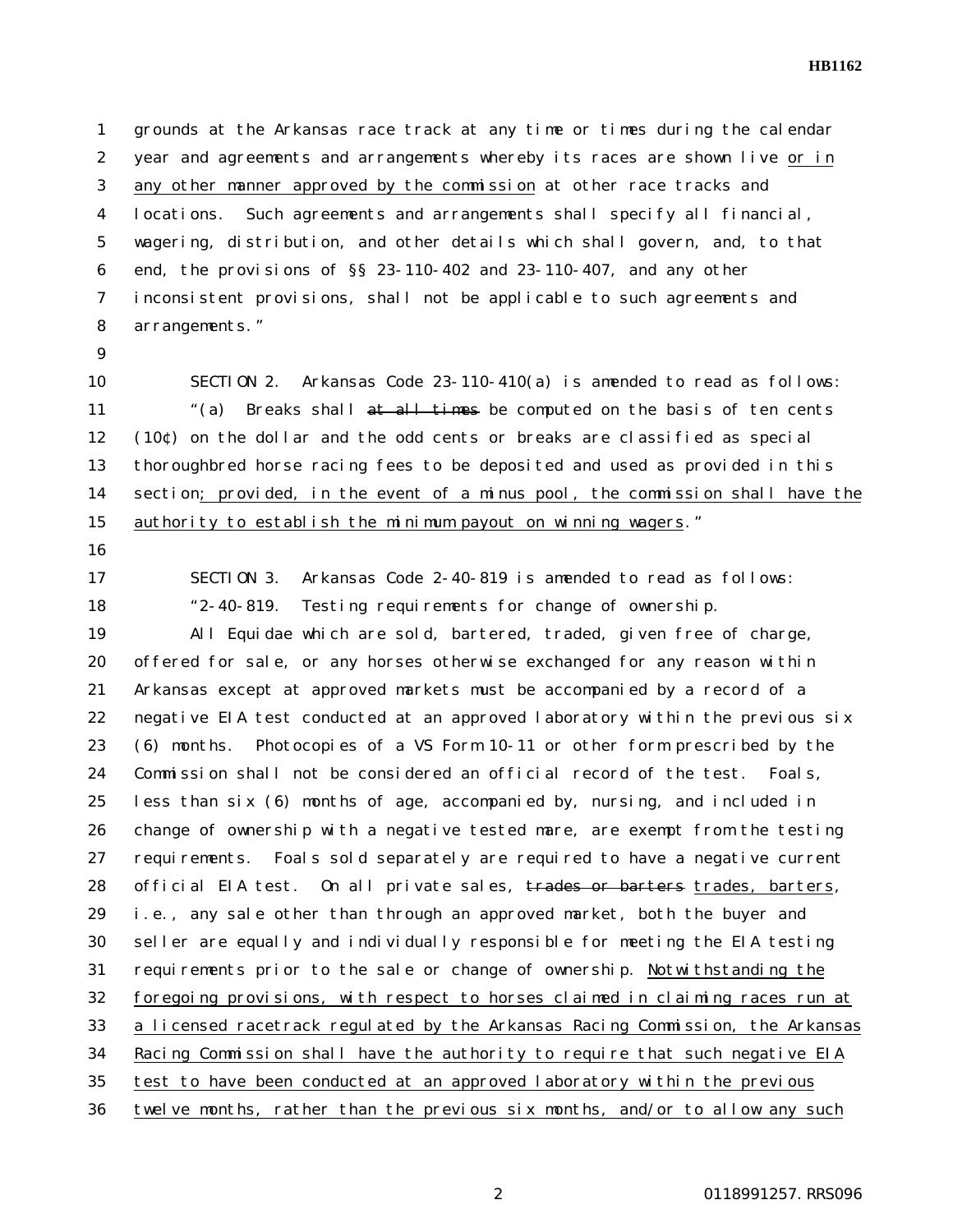grounds at the Arkansas race track at any time or times during the calendar year and agreements and arrangements whereby its races are shown live <u>or in any other manner approved by the commission</u> at other race tracks and locations. Such agreements and arrangements shall specify all financial, wagering, distribution, and other details which shall govern, and, to that end, the provisions of §§ 23-110-402 and 23-110-407, and any other inconsistent provisions, shall not be applicable to such agreements and arrangements."

SECTION 2. Arkansas Code 23-110-410(a) is amended to read as follows:

"(a) Breaks shall ~~at all times~~ be computed on the basis of ten cents (10¢) on the dollar and the odd cents or breaks are classified as special thoroughbred horse racing fees to be deposited and used as provided in this section<u>; provided, in the event of a minus pool, the commission shall have the authority to establish the minimum payout on winning wagers</u>."

SECTION 3. Arkansas Code 2-40-819 is amended to read as follows:

"2-40-819. Testing requirements for change of ownership.

All Equidae which are sold, bartered, traded, given free of charge, offered for sale, or any horses otherwise exchanged for any reason within Arkansas except at approved markets must be accompanied by a record of a negative EIA test conducted at an approved laboratory within the previous six (6) months. Photocopies of a VS Form 10-11 or other form prescribed by the Commission shall not be considered an official record of the test. Foals, less than six (6) months of age, accompanied by, nursing, and included in change of ownership with a negative tested mare, are exempt from the testing requirements. Foals sold separately are required to have a negative current official EIA test. On all private sales, ~~trades or barters~~ <u>trades, barters</u>, i.e., any sale other than through an approved market, both the buyer and seller are equally and individually responsible for meeting the EIA testing requirements prior to the sale or change of ownership. <u>Notwithstanding the foregoing provisions, with respect to horses claimed in claiming races run at a licensed racetrack regulated by the Arkansas Racing Commission, the Arkansas Racing Commission shall have the authority to require that such negative EIA test to have been conducted at an approved laboratory within the previous twelve months, rather than the previous six months, and/or to allow any such</u>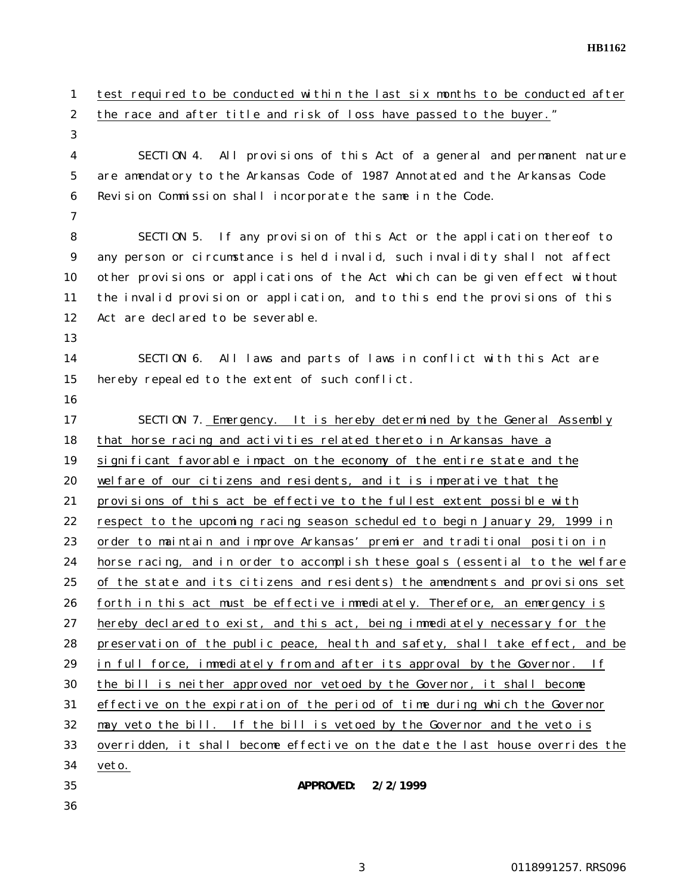test required to be conducted within the last six months to be conducted after the race and after title and risk of loss have passed to the buyer."

SECTION 4. All provisions of this Act of a general and permanent nature are amendatory to the Arkansas Code of 1987 Annotated and the Arkansas Code Revision Commission shall incorporate the same in the Code.

SECTION 5. If any provision of this Act or the application thereof to any person or circumstance is held invalid, such invalidity shall not affect other provisions or applications of the Act which can be given effect without the invalid provision or application, and to this end the provisions of this Act are declared to be severable.

SECTION 6. All laws and parts of laws in conflict with this Act are hereby repealed to the extent of such conflict.

SECTION 7. Emergency. It is hereby determined by the General Assembly that horse racing and activities related thereto in Arkansas have a significant favorable impact on the economy of the entire state and the welfare of our citizens and residents, and it is imperative that the provisions of this act be effective to the fullest extent possible with respect to the upcoming racing season scheduled to begin January 29, 1999 in order to maintain and improve Arkansas' premier and traditional position in horse racing, and in order to accomplish these goals (essential to the welfare of the state and its citizens and residents) the amendments and provisions set forth in this act must be effective immediately. Therefore, an emergency is hereby declared to exist, and this act, being immediately necessary for the preservation of the public peace, health and safety, shall take effect, and be in full force, immediately from and after its approval by the Governor. If the bill is neither approved nor vetoed by the Governor, it shall become effective on the expiration of the period of time during which the Governor may veto the bill. If the bill is vetoed by the Governor and the veto is overridden, it shall become effective on the date the last house overrides the veto.

**APPROVED: 2/2/1999**